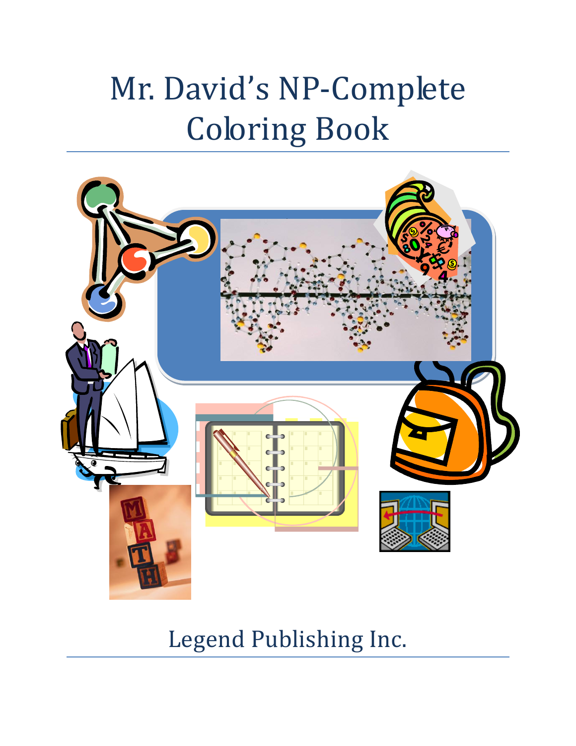# Mr. David's NP-Complete Coloring Book

Legend Publishing Inc.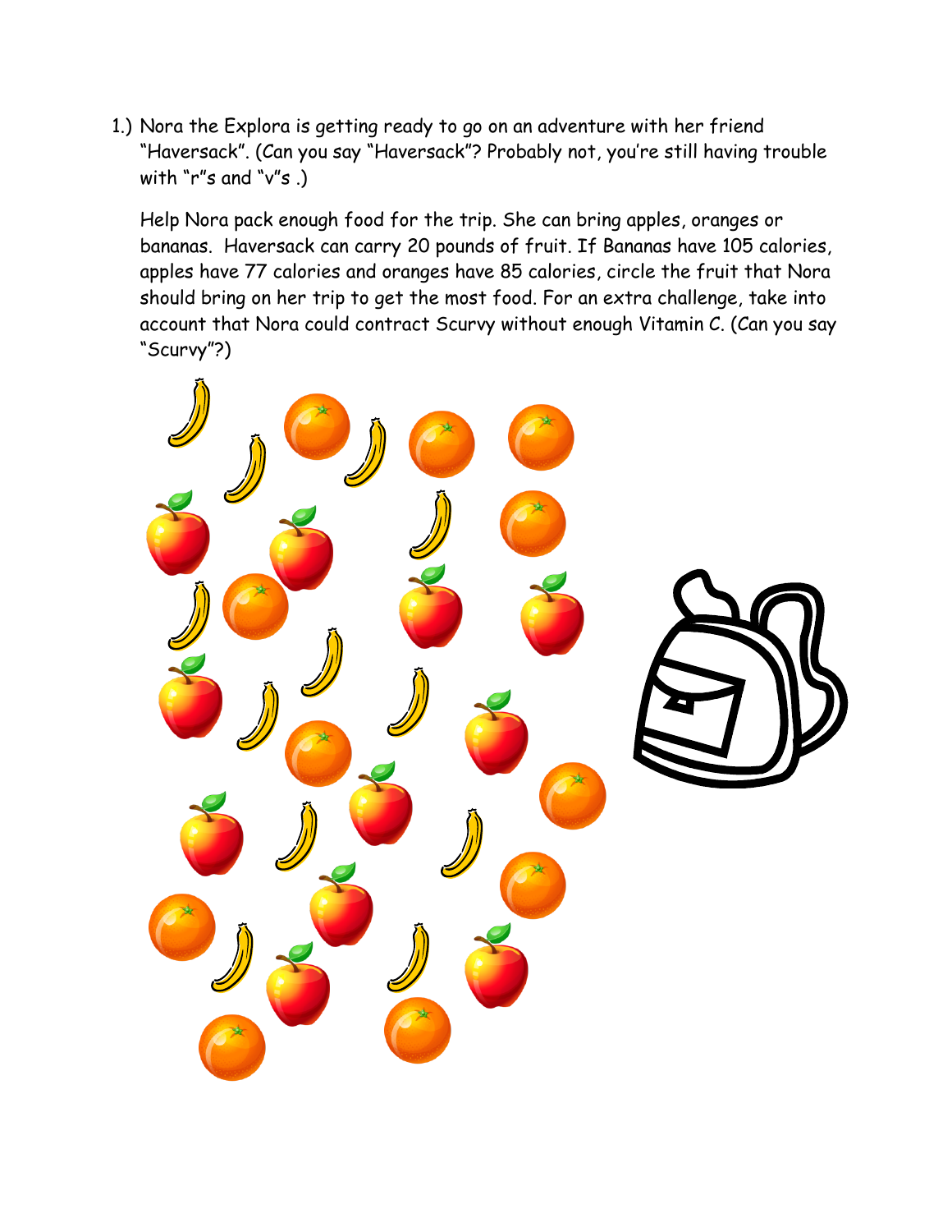1.) Nora the Explora is getting ready to go on an adventure with her friend "Haversack". (Can you say "Haversack"? Probably not, you're still having trouble with "r"s and "v"s .)

Help Nora pack enough food for the trip. She can bring apples, oranges or bananas. Haversack can carry 20 pounds of fruit. If Bananas have 105 calories, apples have 77 calories and oranges have 85 calories, circle the fruit that Nora should bring on her trip to get the most food. For an extra challenge, take into account that Nora could contract Scurvy without enough Vitamin C. (Can you say "Scurvy"?)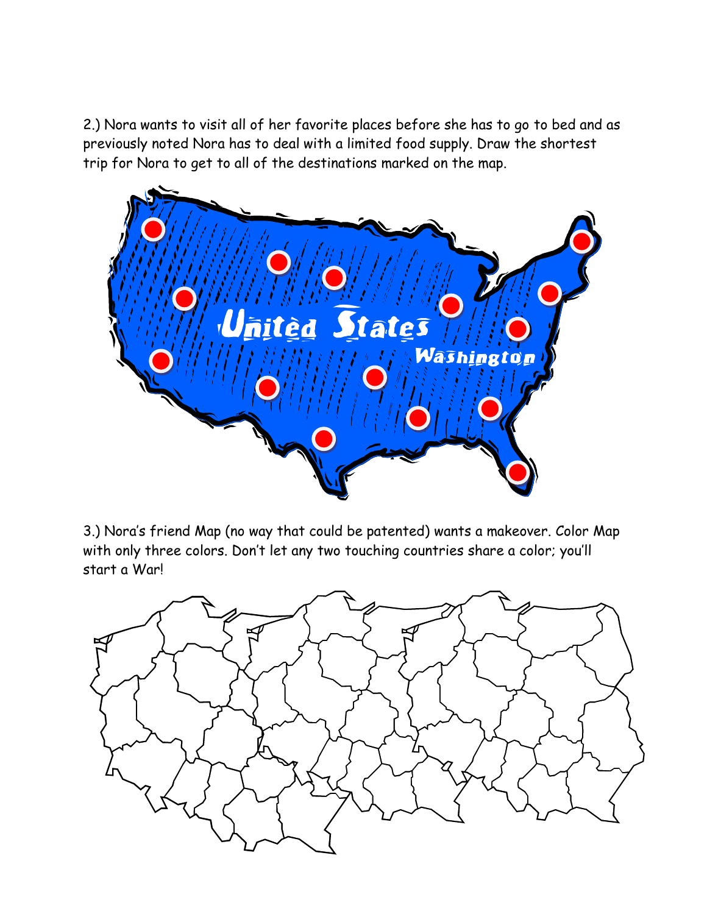2.) Nora wants to visit all of her favorite places before she has to go to bed and as previously noted Nora has to deal with a limited food supply. Draw the shortest trip for Nora to get to all of the destinations marked on the map.

3.) Nora's friend Map (no way that could be patented) wants a makeover. Color Map with only three colors. Don't let any two touching countries share a color; you'll start a War!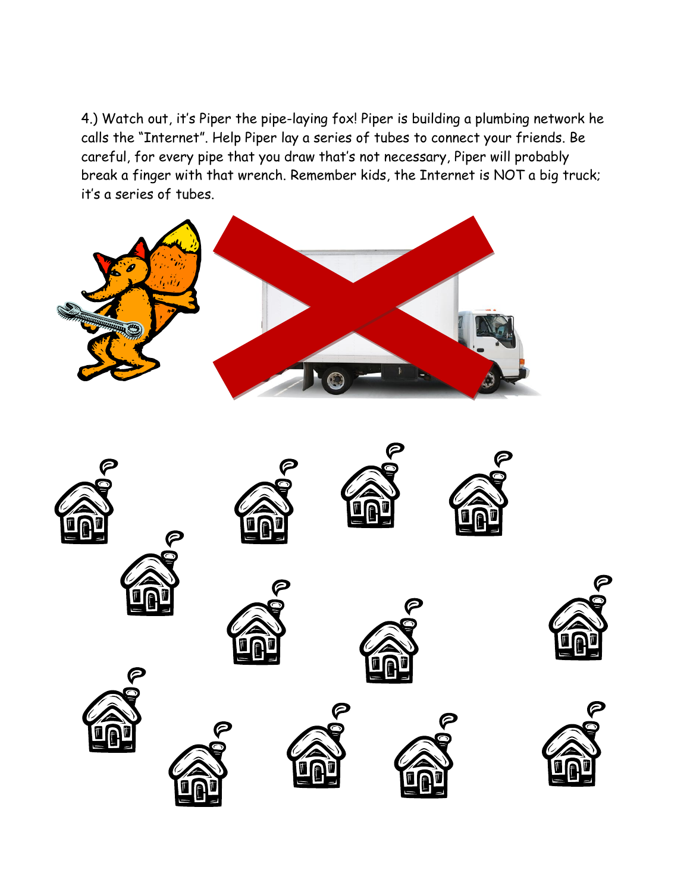4.) Watch out, it's Piper the pipe-laying fox! Piper is building a plumbing network he calls the "Internet". Help Piper lay a series of tubes to connect your friends. Be careful, for every pipe that you draw that's not necessary, Piper will probably break a finger with that wrench. Remember kids, the Internet is NOT a big truck; it's a series of tubes.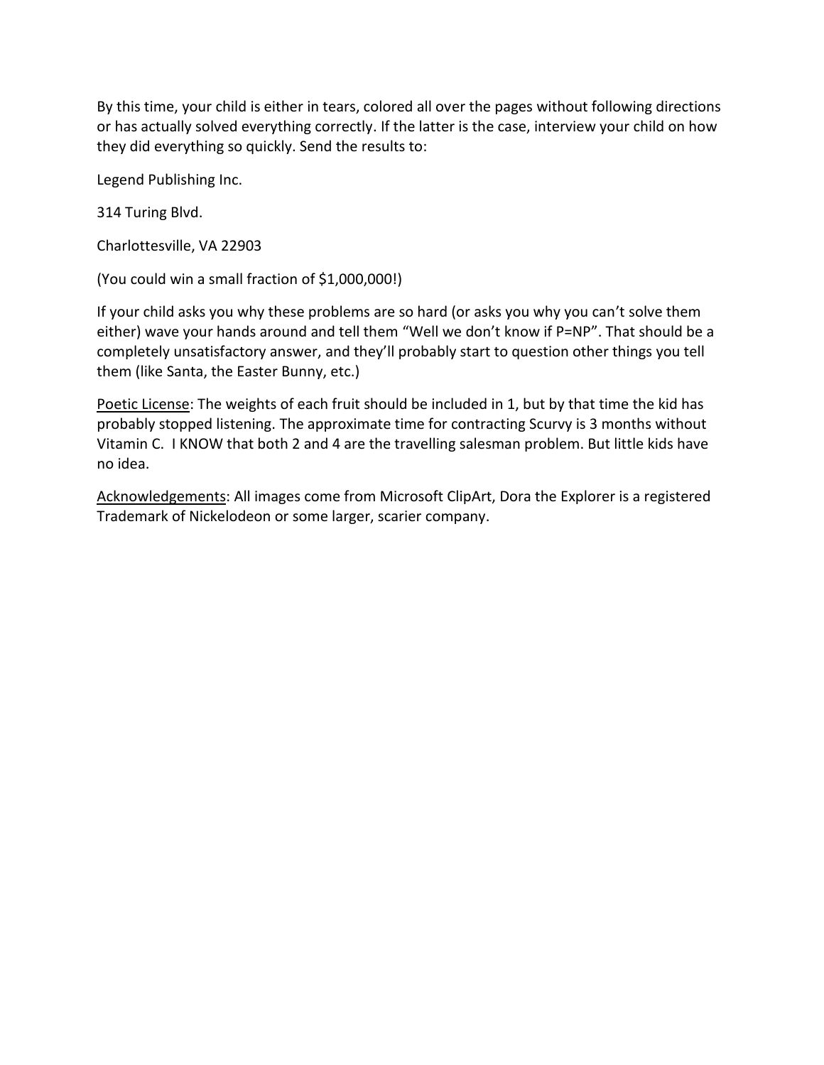By this time, your child is either in tears, colored all over the pages without following directions or has actually solved everything correctly. If the latter is the case, interview your child on how they did everything so quickly. Send the results to:

Legend Publishing Inc.

314 Turing Blvd.

Charlottesville, VA 22903

(You could win a small fraction of $1,000,000!)

If your child asks you why these problems are so hard (or asks you why you can't solve them either) wave your hands around and tell them "Well we don't know if P=NP". That should be a completely unsatisfactory answer, and they'll probably start to question other things you tell them (like Santa, the Easter Bunny, etc.)

<u>Poetic License</u>: The weights of each fruit should be included in 1, but by that time the kid has probably stopped listening. The approximate time for contracting Scurvy is 3 months without Vitamin C. I KNOW that both 2 and 4 are the travelling salesman problem. But little kids have no idea.

<u>Acknowledgements</u>: All images come from Microsoft ClipArt, Dora the Explorer is a registered Trademark of Nickelodeon or some larger, scarier company.